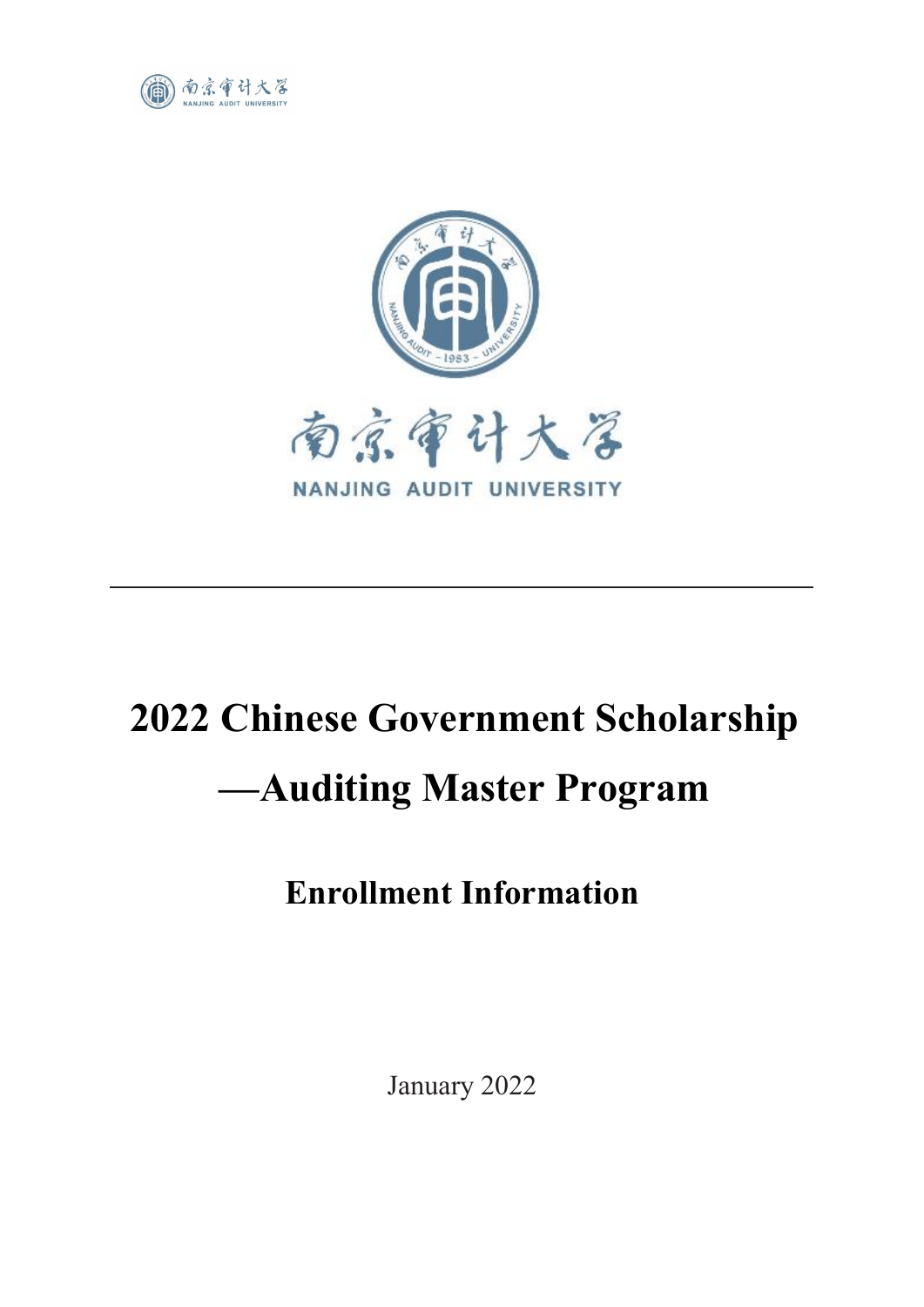# 2022 Chinese Government Scholarship —Auditing Master Program

## Enrollment Information

January 2022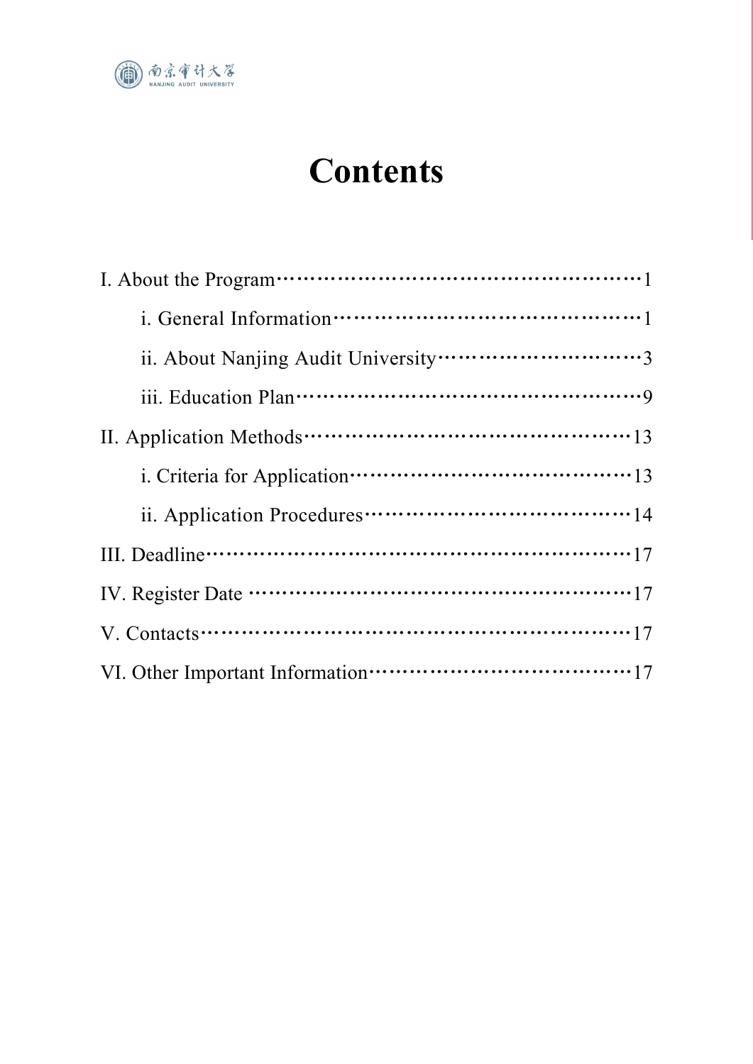# Contents

I. About the Program……………………………………………………1

i. General Information…………………………………………1

ii. About Nanjing Audit University…………………………3

iii. Education Plan……………………………………………9

II. Application Methods……………………………………………13

i. Criteria for Application……………………………………13

ii. Application Procedures……………………………………14

III. Deadline……………………………………………………………17

IV. Register Date ……………………………………………………17

V. Contacts………………………………………………………………17

VI. Other Important Information…………………………………17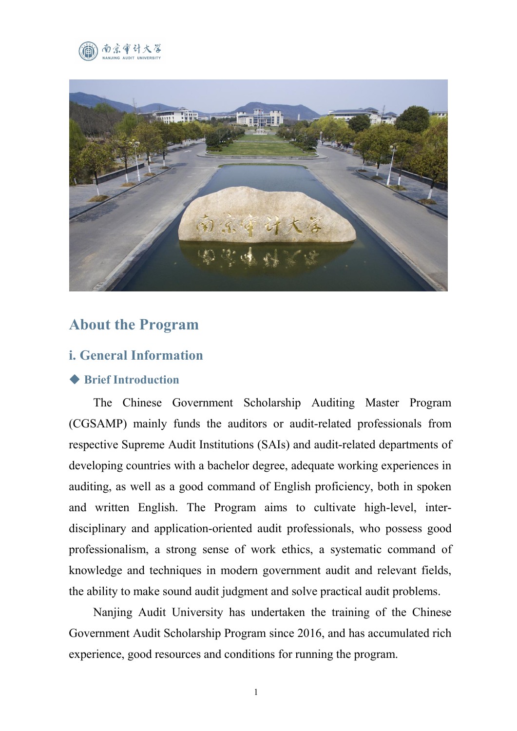# About the Program

## i. General Information

### ◆ Brief Introduction

The Chinese Government Scholarship Auditing Master Program (CGSAMP) mainly funds the auditors or audit-related professionals from respective Supreme Audit Institutions (SAIs) and audit-related departments of developing countries with a bachelor degree, adequate working experiences in auditing, as well as a good command of English proficiency, both in spoken and written English. The Program aims to cultivate high-level, inter-disciplinary and application-oriented audit professionals, who possess good professionalism, a strong sense of work ethics, a systematic command of knowledge and techniques in modern government audit and relevant fields, the ability to make sound audit judgment and solve practical audit problems.

Nanjing Audit University has undertaken the training of the Chinese Government Audit Scholarship Program since 2016, and has accumulated rich experience, good resources and conditions for running the program.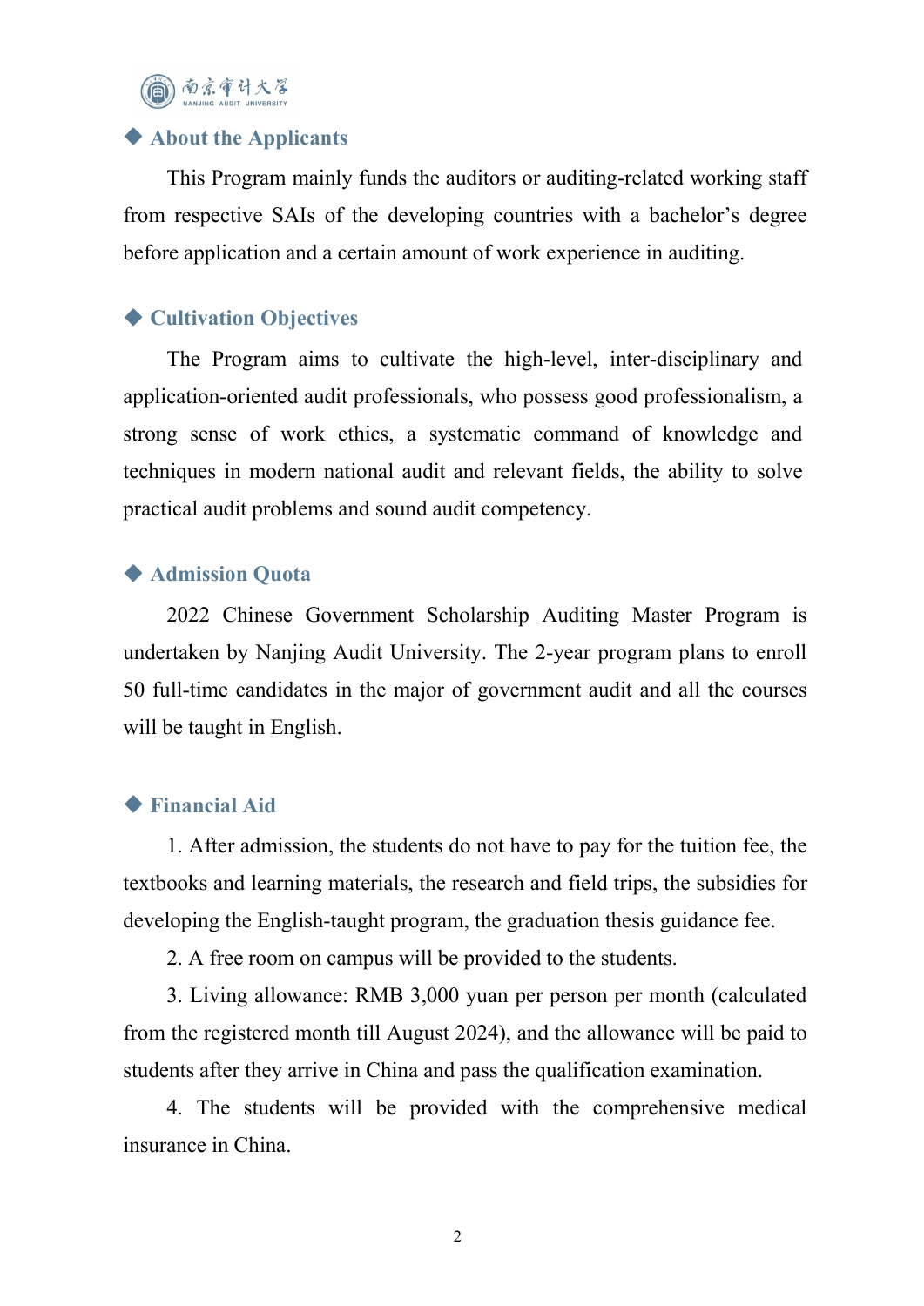## ◆ About the Applicants

This Program mainly funds the auditors or auditing-related working staff from respective SAIs of the developing countries with a bachelor's degree before application and a certain amount of work experience in auditing.

## ◆ Cultivation Objectives

The Program aims to cultivate the high-level, inter-disciplinary and application-oriented audit professionals, who possess good professionalism, a strong sense of work ethics, a systematic command of knowledge and techniques in modern national audit and relevant fields, the ability to solve practical audit problems and sound audit competency.

## ◆ Admission Quota

2022 Chinese Government Scholarship Auditing Master Program is undertaken by Nanjing Audit University. The 2-year program plans to enroll 50 full-time candidates in the major of government audit and all the courses will be taught in English.

## ◆ Financial Aid

1. After admission, the students do not have to pay for the tuition fee, the textbooks and learning materials, the research and field trips, the subsidies for developing the English-taught program, the graduation thesis guidance fee.
2. A free room on campus will be provided to the students.
3. Living allowance: RMB 3,000 yuan per person per month (calculated from the registered month till August 2024), and the allowance will be paid to students after they arrive in China and pass the qualification examination.
4. The students will be provided with the comprehensive medical insurance in China.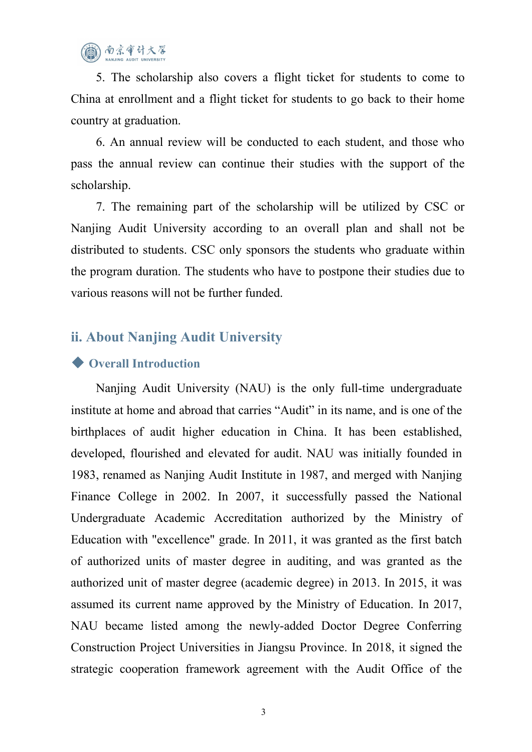5. The scholarship also covers a flight ticket for students to come to China at enrollment and a flight ticket for students to go back to their home country at graduation.

6. An annual review will be conducted to each student, and those who pass the annual review can continue their studies with the support of the scholarship.

7. The remaining part of the scholarship will be utilized by CSC or Nanjing Audit University according to an overall plan and shall not be distributed to students. CSC only sponsors the students who graduate within the program duration. The students who have to postpone their studies due to various reasons will not be further funded.

## ii. About Nanjing Audit University

### ◆ Overall Introduction

Nanjing Audit University (NAU) is the only full-time undergraduate institute at home and abroad that carries “Audit” in its name, and is one of the birthplaces of audit higher education in China. It has been established, developed, flourished and elevated for audit. NAU was initially founded in 1983, renamed as Nanjing Audit Institute in 1987, and merged with Nanjing Finance College in 2002. In 2007, it successfully passed the National Undergraduate Academic Accreditation authorized by the Ministry of Education with "excellence" grade. In 2011, it was granted as the first batch of authorized units of master degree in auditing, and was granted as the authorized unit of master degree (academic degree) in 2013. In 2015, it was assumed its current name approved by the Ministry of Education. In 2017, NAU became listed among the newly-added Doctor Degree Conferring Construction Project Universities in Jiangsu Province. In 2018, it signed the strategic cooperation framework agreement with the Audit Office of the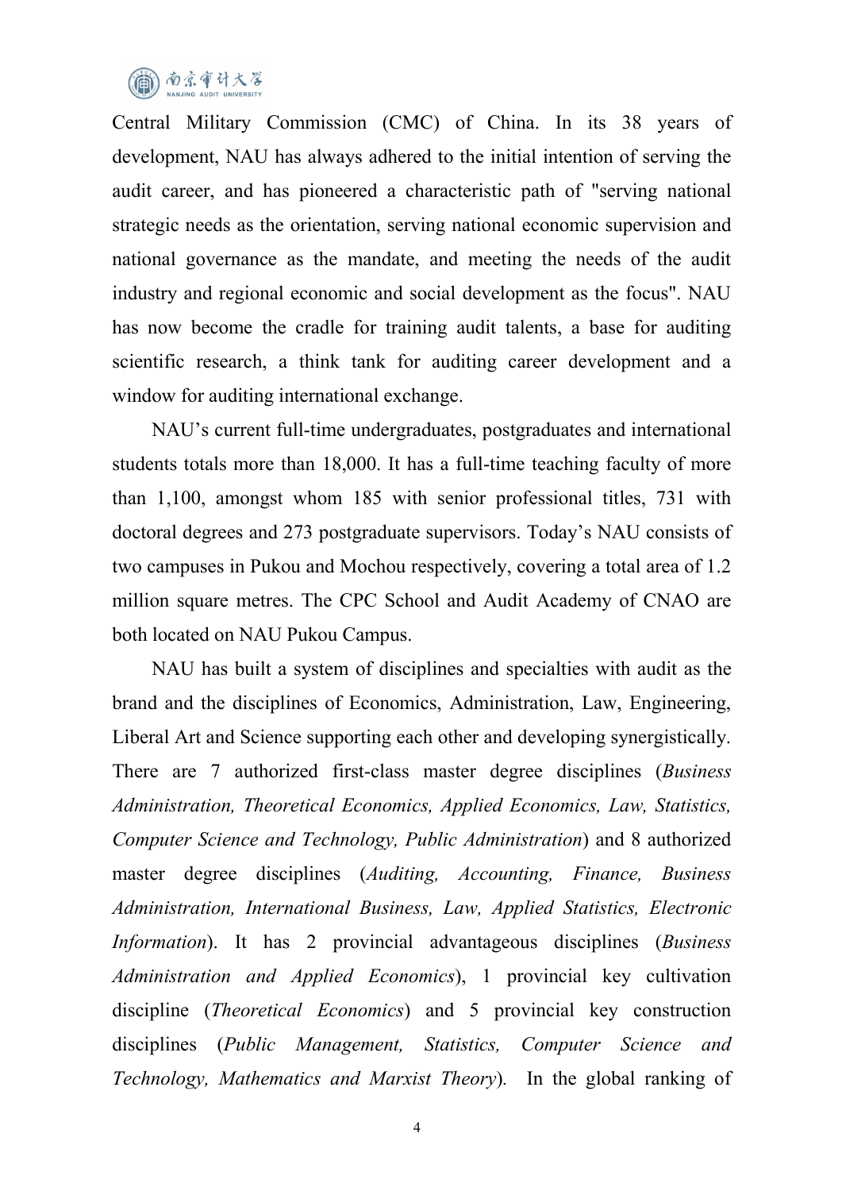Central Military Commission (CMC) of China. In its 38 years of development, NAU has always adhered to the initial intention of serving the audit career, and has pioneered a characteristic path of "serving national strategic needs as the orientation, serving national economic supervision and national governance as the mandate, and meeting the needs of the audit industry and regional economic and social development as the focus". NAU has now become the cradle for training audit talents, a base for auditing scientific research, a think tank for auditing career development and a window for auditing international exchange.

NAU's current full-time undergraduates, postgraduates and international students totals more than 18,000. It has a full-time teaching faculty of more than 1,100, amongst whom 185 with senior professional titles, 731 with doctoral degrees and 273 postgraduate supervisors. Today's NAU consists of two campuses in Pukou and Mochou respectively, covering a total area of 1.2 million square metres. The CPC School and Audit Academy of CNAO are both located on NAU Pukou Campus.

NAU has built a system of disciplines and specialties with audit as the brand and the disciplines of Economics, Administration, Law, Engineering, Liberal Art and Science supporting each other and developing synergistically. There are 7 authorized first-class master degree disciplines (*Business Administration, Theoretical Economics, Applied Economics, Law, Statistics, Computer Science and Technology, Public Administration*) and 8 authorized master degree disciplines (*Auditing, Accounting, Finance, Business Administration, International Business, Law, Applied Statistics, Electronic Information*). It has 2 provincial advantageous disciplines (*Business Administration and Applied Economics*), 1 provincial key cultivation discipline (*Theoretical Economics*) and 5 provincial key construction disciplines (*Public Management, Statistics, Computer Science and Technology, Mathematics and Marxist Theory*). In the global ranking of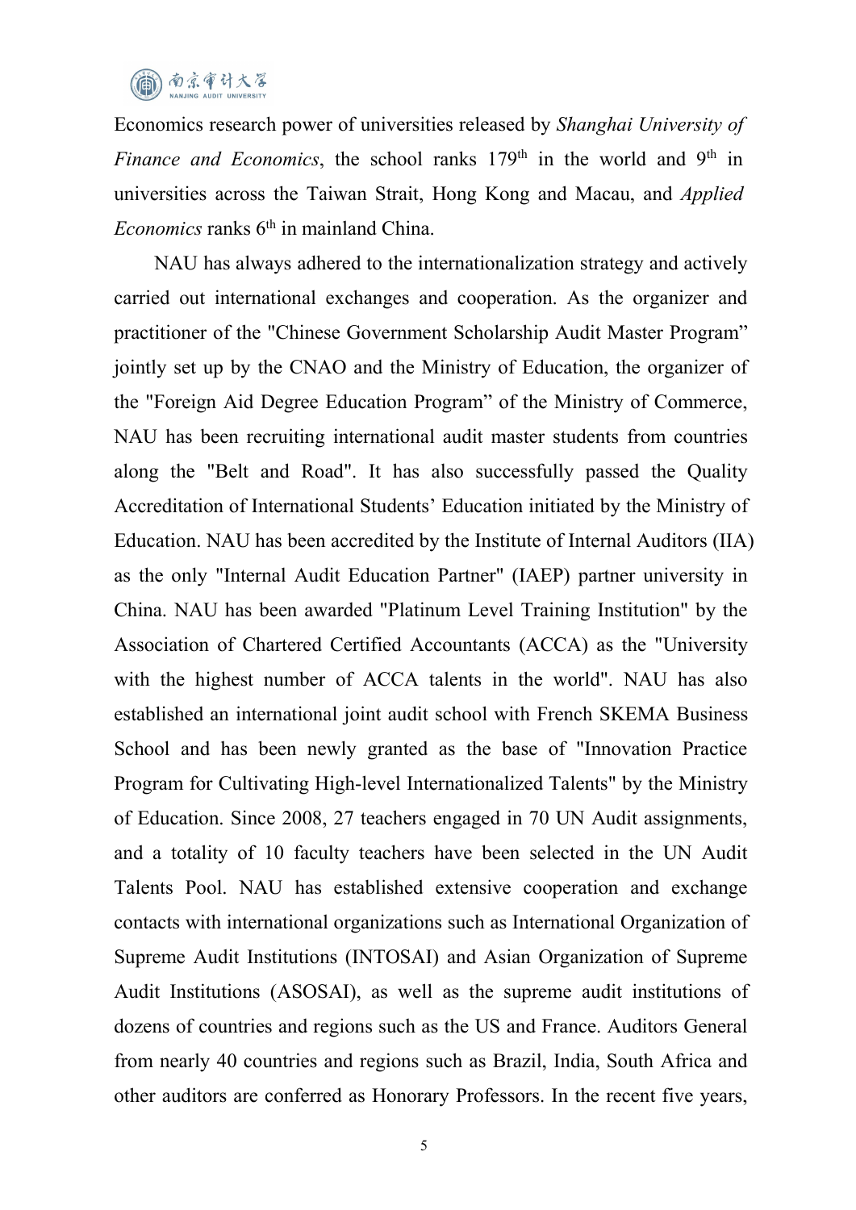Economics research power of universities released by *Shanghai University of Finance and Economics*, the school ranks 179th in the world and 9th in universities across the Taiwan Strait, Hong Kong and Macau, and *Applied Economics* ranks 6th in mainland China.

NAU has always adhered to the internationalization strategy and actively carried out international exchanges and cooperation. As the organizer and practitioner of the "Chinese Government Scholarship Audit Master Program" jointly set up by the CNAO and the Ministry of Education, the organizer of the "Foreign Aid Degree Education Program" of the Ministry of Commerce, NAU has been recruiting international audit master students from countries along the "Belt and Road". It has also successfully passed the Quality Accreditation of International Students' Education initiated by the Ministry of Education. NAU has been accredited by the Institute of Internal Auditors (IIA) as the only "Internal Audit Education Partner" (IAEP) partner university in China. NAU has been awarded "Platinum Level Training Institution" by the Association of Chartered Certified Accountants (ACCA) as the "University with the highest number of ACCA talents in the world". NAU has also established an international joint audit school with French SKEMA Business School and has been newly granted as the base of "Innovation Practice Program for Cultivating High-level Internationalized Talents" by the Ministry of Education. Since 2008, 27 teachers engaged in 70 UN Audit assignments, and a totality of 10 faculty teachers have been selected in the UN Audit Talents Pool. NAU has established extensive cooperation and exchange contacts with international organizations such as International Organization of Supreme Audit Institutions (INTOSAI) and Asian Organization of Supreme Audit Institutions (ASOSAI), as well as the supreme audit institutions of dozens of countries and regions such as the US and France. Auditors General from nearly 40 countries and regions such as Brazil, India, South Africa and other auditors are conferred as Honorary Professors. In the recent five years,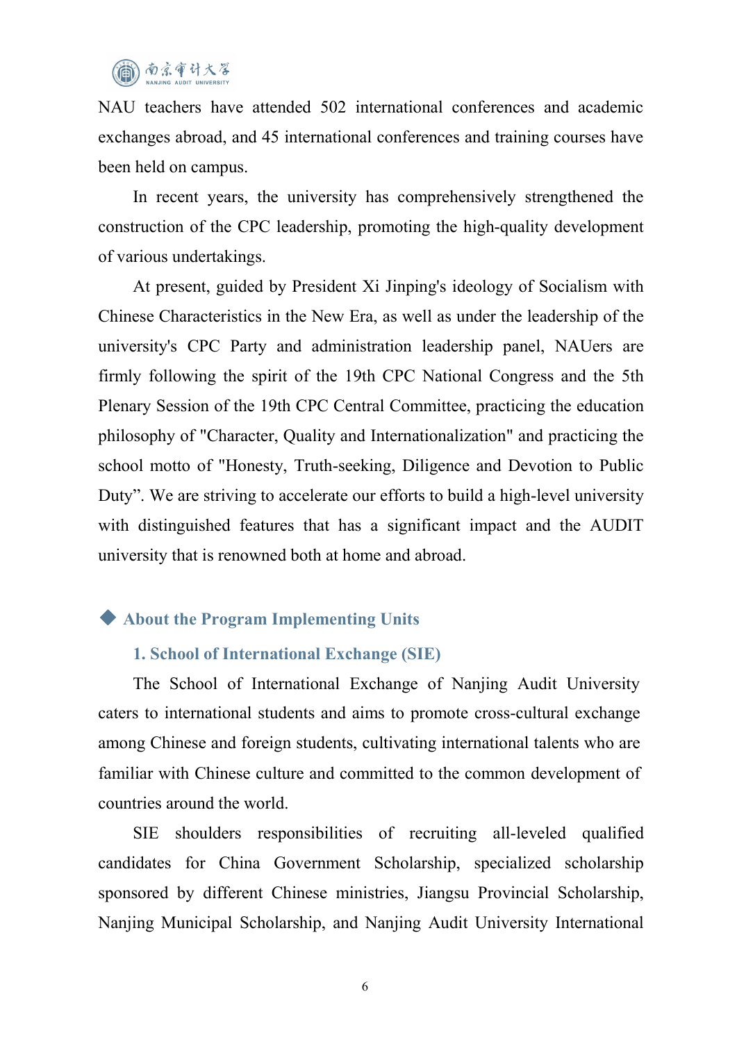NAU teachers have attended 502 international conferences and academic exchanges abroad, and 45 international conferences and training courses have been held on campus.

In recent years, the university has comprehensively strengthened the construction of the CPC leadership, promoting the high-quality development of various undertakings.

At present, guided by President Xi Jinping's ideology of Socialism with Chinese Characteristics in the New Era, as well as under the leadership of the university's CPC Party and administration leadership panel, NAUers are firmly following the spirit of the 19th CPC National Congress and the 5th Plenary Session of the 19th CPC Central Committee, practicing the education philosophy of "Character, Quality and Internationalization" and practicing the school motto of "Honesty, Truth-seeking, Diligence and Devotion to Public Duty”. We are striving to accelerate our efforts to build a high-level university with distinguished features that has a significant impact and the AUDIT university that is renowned both at home and abroad.

## ◆ About the Program Implementing Units

### 1. School of International Exchange (SIE)

The School of International Exchange of Nanjing Audit University caters to international students and aims to promote cross-cultural exchange among Chinese and foreign students, cultivating international talents who are familiar with Chinese culture and committed to the common development of countries around the world.

SIE shoulders responsibilities of recruiting all-leveled qualified candidates for China Government Scholarship, specialized scholarship sponsored by different Chinese ministries, Jiangsu Provincial Scholarship, Nanjing Municipal Scholarship, and Nanjing Audit University International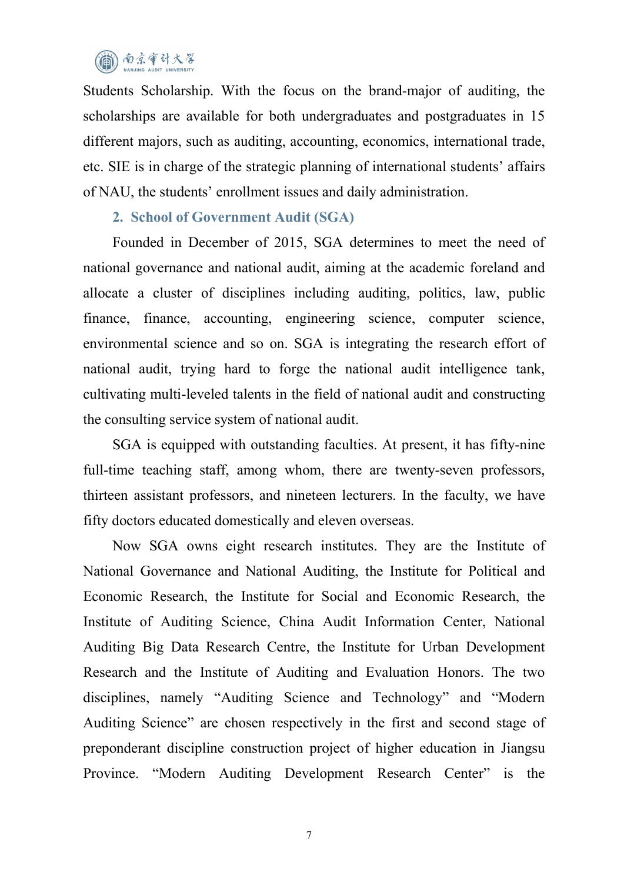Students Scholarship. With the focus on the brand-major of auditing, the scholarships are available for both undergraduates and postgraduates in 15 different majors, such as auditing, accounting, economics, international trade, etc. SIE is in charge of the strategic planning of international students' affairs of NAU, the students' enrollment issues and daily administration.

### 2. School of Government Audit (SGA)

Founded in December of 2015, SGA determines to meet the need of national governance and national audit, aiming at the academic foreland and allocate a cluster of disciplines including auditing, politics, law, public finance, finance, accounting, engineering science, computer science, environmental science and so on. SGA is integrating the research effort of national audit, trying hard to forge the national audit intelligence tank, cultivating multi-leveled talents in the field of national audit and constructing the consulting service system of national audit.

SGA is equipped with outstanding faculties. At present, it has fifty-nine full-time teaching staff, among whom, there are twenty-seven professors, thirteen assistant professors, and nineteen lecturers. In the faculty, we have fifty doctors educated domestically and eleven overseas.

Now SGA owns eight research institutes. They are the Institute of National Governance and National Auditing, the Institute for Political and Economic Research, the Institute for Social and Economic Research, the Institute of Auditing Science, China Audit Information Center, National Auditing Big Data Research Centre, the Institute for Urban Development Research and the Institute of Auditing and Evaluation Honors. The two disciplines, namely "Auditing Science and Technology" and "Modern Auditing Science" are chosen respectively in the first and second stage of preponderant discipline construction project of higher education in Jiangsu Province. "Modern Auditing Development Research Center" is the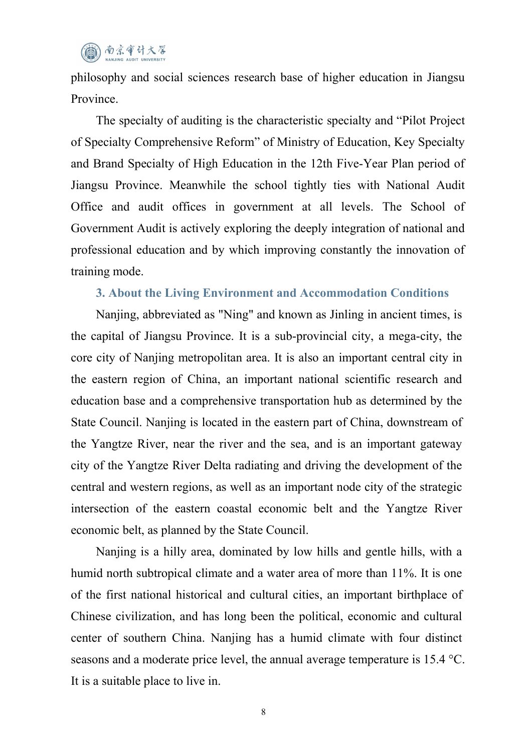philosophy and social sciences research base of higher education in Jiangsu Province.

The specialty of auditing is the characteristic specialty and "Pilot Project of Specialty Comprehensive Reform" of Ministry of Education, Key Specialty and Brand Specialty of High Education in the 12th Five-Year Plan period of Jiangsu Province. Meanwhile the school tightly ties with National Audit Office and audit offices in government at all levels. The School of Government Audit is actively exploring the deeply integration of national and professional education and by which improving constantly the innovation of training mode.

### 3. About the Living Environment and Accommodation Conditions

Nanjing, abbreviated as "Ning" and known as Jinling in ancient times, is the capital of Jiangsu Province. It is a sub-provincial city, a mega-city, the core city of Nanjing metropolitan area. It is also an important central city in the eastern region of China, an important national scientific research and education base and a comprehensive transportation hub as determined by the State Council. Nanjing is located in the eastern part of China, downstream of the Yangtze River, near the river and the sea, and is an important gateway city of the Yangtze River Delta radiating and driving the development of the central and western regions, as well as an important node city of the strategic intersection of the eastern coastal economic belt and the Yangtze River economic belt, as planned by the State Council.

Nanjing is a hilly area, dominated by low hills and gentle hills, with a humid north subtropical climate and a water area of more than 11%. It is one of the first national historical and cultural cities, an important birthplace of Chinese civilization, and has long been the political, economic and cultural center of southern China. Nanjing has a humid climate with four distinct seasons and a moderate price level, the annual average temperature is 15.4 °C. It is a suitable place to live in.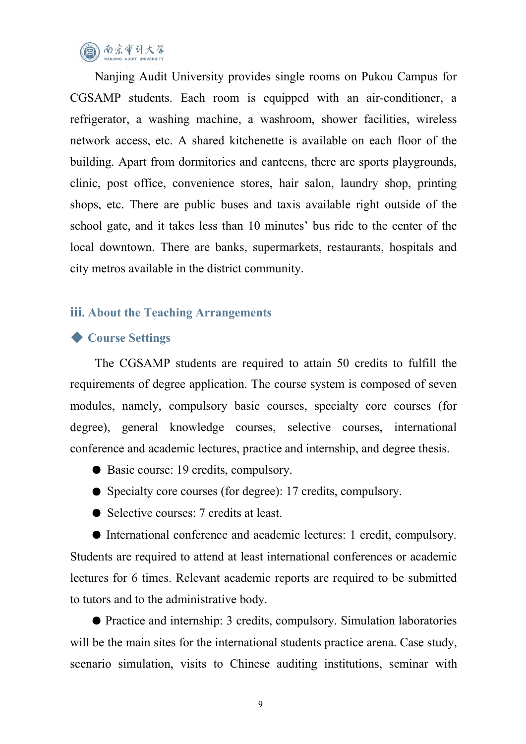Nanjing Audit University provides single rooms on Pukou Campus for CGSAMP students. Each room is equipped with an air-conditioner, a refrigerator, a washing machine, a washroom, shower facilities, wireless network access, etc. A shared kitchenette is available on each floor of the building. Apart from dormitories and canteens, there are sports playgrounds, clinic, post office, convenience stores, hair salon, laundry shop, printing shops, etc. There are public buses and taxis available right outside of the school gate, and it takes less than 10 minutes' bus ride to the center of the local downtown. There are banks, supermarkets, restaurants, hospitals and city metros available in the district community.

### iii. About the Teaching Arrangements

#### ◆ Course Settings

The CGSAMP students are required to attain 50 credits to fulfill the requirements of degree application. The course system is composed of seven modules, namely, compulsory basic courses, specialty core courses (for degree), general knowledge courses, selective courses, international conference and academic lectures, practice and internship, and degree thesis.

- Basic course: 19 credits, compulsory.
- Specialty core courses (for degree): 17 credits, compulsory.
- Selective courses: 7 credits at least.
- International conference and academic lectures: 1 credit, compulsory. Students are required to attend at least international conferences or academic lectures for 6 times. Relevant academic reports are required to be submitted to tutors and to the administrative body.
- Practice and internship: 3 credits, compulsory. Simulation laboratories will be the main sites for the international students practice arena. Case study, scenario simulation, visits to Chinese auditing institutions, seminar with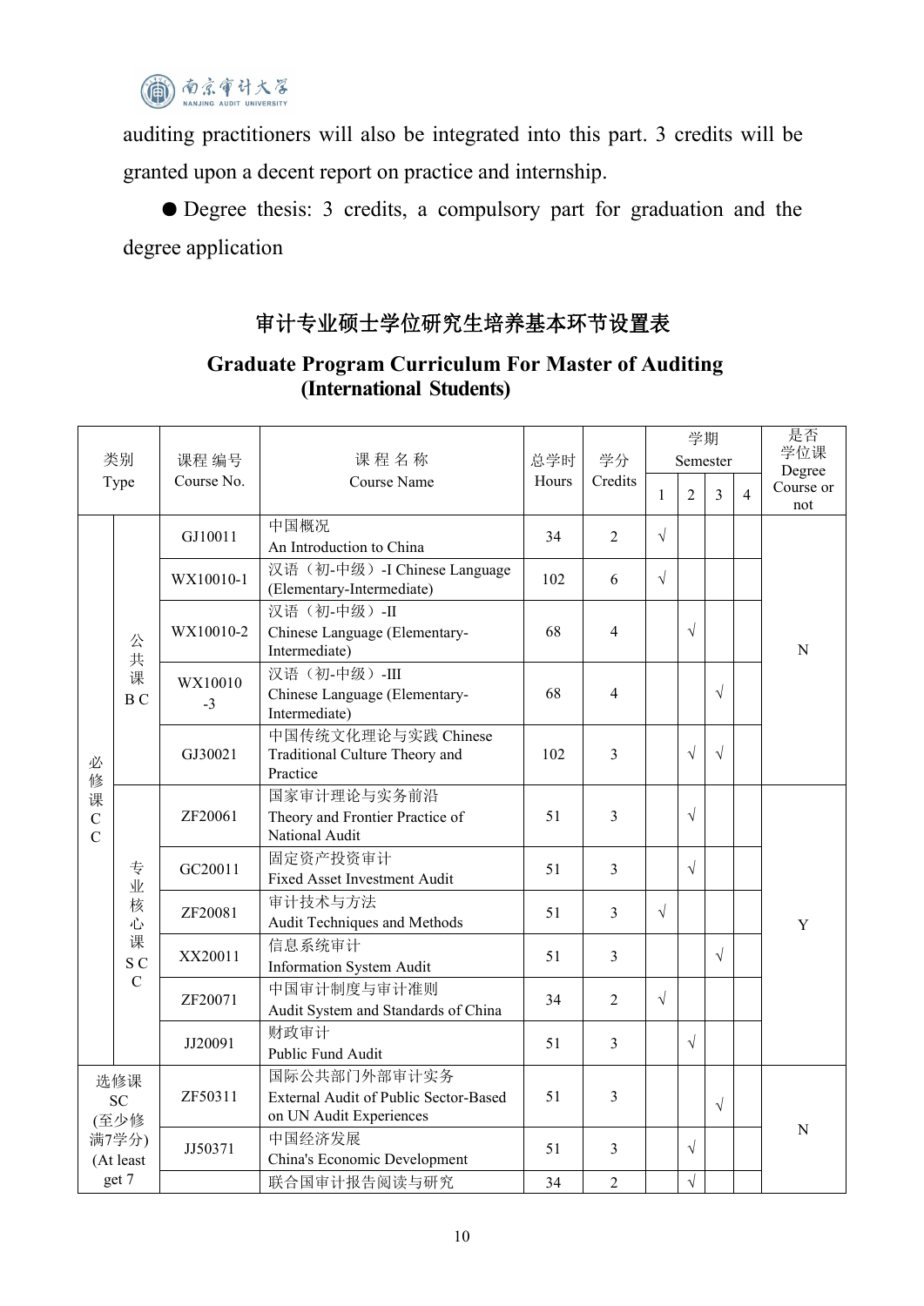auditing practitioners will also be integrated into this part. 3 credits will be granted upon a decent report on practice and internship.

● Degree thesis: 3 credits, a compulsory part for graduation and the degree application

## 审计专业硕士学位研究生培养基本环节设置表

## Graduate Program Curriculum For Master of Auditing (International Students)

| 类别 Type | | 课程 编号 Course No. | 课 程 名 称 Course Name | 总学时 Hours | 学分 Credits | 学期 Semester | | | | 是否学位课 Degree Course or not |
|---|---|---|---|---|---|---|---|---|---|---|
| | | | | | | 1 | 2 | 3 | 4 | |
| 必修课 C C | 公共课 B C | GJ10011 | 中国概况 An Introduction to China | 34 | 2 | √ | | | | N |
| | | WX10010-1 | 汉语（初-中级）-I Chinese Language (Elementary-Intermediate) | 102 | 6 | √ | | | | |
| | | WX10010-2 | 汉语（初-中级）-II Chinese Language (Elementary-Intermediate) | 68 | 4 | | √ | | | |
| | | WX10010-3 | 汉语（初-中级）-III Chinese Language (Elementary-Intermediate) | 68 | 4 | | | √ | | |
| | | GJ30021 | 中国传统文化理论与实践 Chinese Traditional Culture Theory and Practice | 102 | 3 | | √ | √ | | |
| | 专业核心课 S C C | ZF20061 | 国家审计理论与实务前沿 Theory and Frontier Practice of National Audit | 51 | 3 | | √ | | | Y |
| | | GC20011 | 固定资产投资审计 Fixed Asset Investment Audit | 51 | 3 | | √ | | | |
| | | ZF20081 | 审计技术与方法 Audit Techniques and Methods | 51 | 3 | √ | | | | |
| | | XX20011 | 信息系统审计 Information System Audit | 51 | 3 | | | √ | | |
| | | ZF20071 | 中国审计制度与审计准则 Audit System and Standards of China | 34 | 2 | √ | | | | |
| | | JJ20091 | 财政审计 Public Fund Audit | 51 | 3 | | √ | | | |
| 选修课 SC (至少修满7学分) (At least get 7 | | ZF50311 | 国际公共部门外部审计实务 External Audit of Public Sector-Based on UN Audit Experiences | 51 | 3 | | | √ | | N |
| | | JJ50371 | 中国经济发展 China's Economic Development | 51 | 3 | | √ | | | |
| | | | 联合国审计报告阅读与研究 | 34 | 2 | | √ | | | |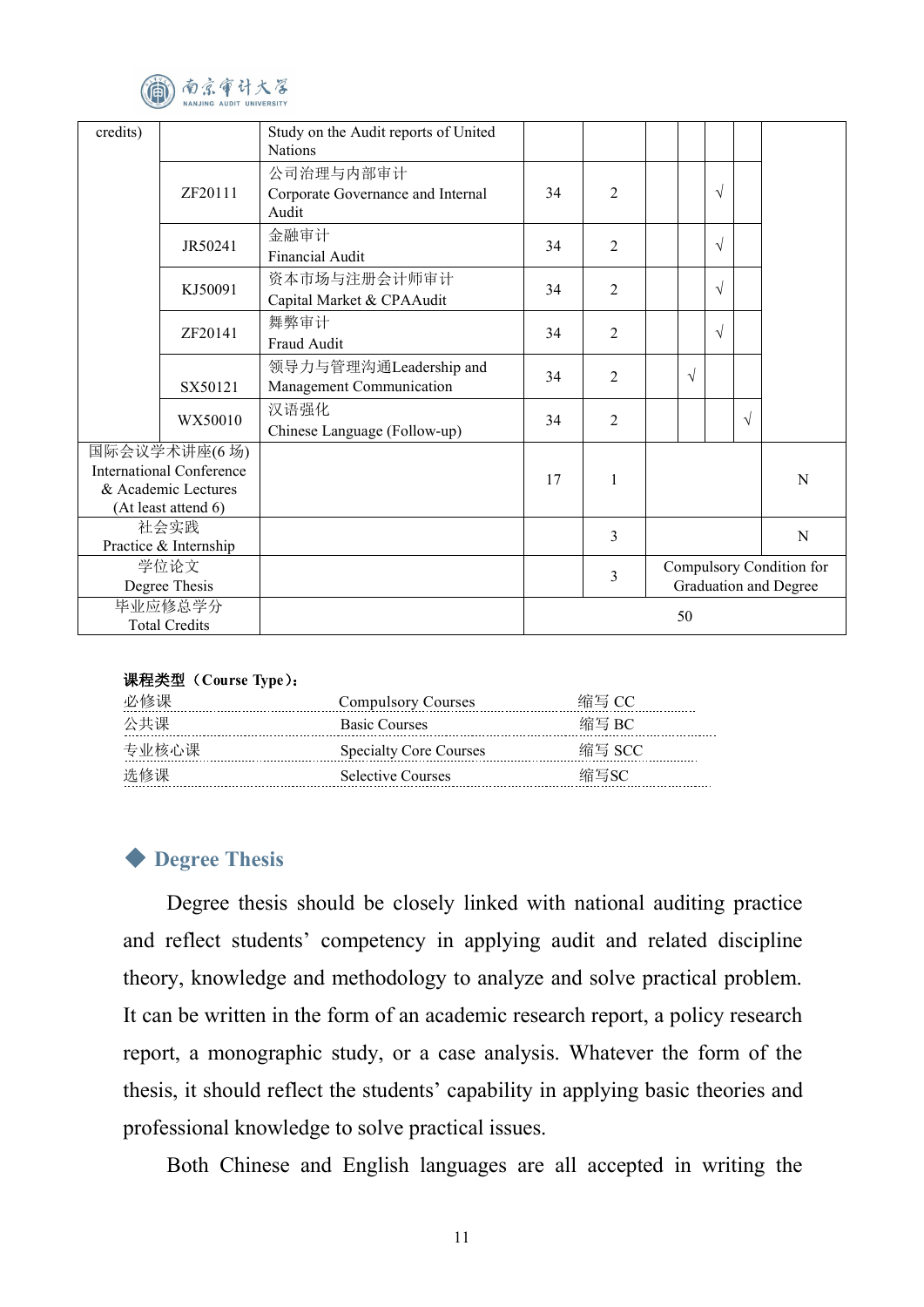| credits) | | Study on the Audit reports of United Nations | | | | | | | |
|---|---|---|---|---|---|---|---|---|---|
| | ZF20111 | 公司治理与内部审计 Corporate Governance and Internal Audit | 34 | 2 | | | √ | | |
| | JR50241 | 金融审计 Financial Audit | 34 | 2 | | | √ | | |
| | KJ50091 | 资本市场与注册会计师审计 Capital Market & CPAAudit | 34 | 2 | | | √ | | |
| | ZF20141 | 舞弊审计 Fraud Audit | 34 | 2 | | | √ | | |
| | SX50121 | 领导力与管理沟通Leadership and Management Communication | 34 | 2 | | √ | | | |
| | WX50010 | 汉语强化 Chinese Language (Follow-up) | 34 | 2 | | | | √ | |
| 国际会议学术讲座(6 场) International Conference & Academic Lectures (At least attend 6) | | | 17 | 1 | | | | | N |
| 社会实践 Practice & Internship | | | | 3 | | | | | N |
| 学位论文 Degree Thesis | | | | 3 | Compulsory Condition for Graduation and Degree | | | | |
| 毕业应修总学分 Total Credits | | | 50 | | | | | | |

**课程类型（Course Type）：**

| | | |
|---|---|---|
| 必修课 | Compulsory Courses | 缩写 CC |
| 公共课 | Basic Courses | 缩写 BC |
| 专业核心课 | Specialty Core Courses | 缩写 SCC |
| 选修课 | Selective Courses | 缩写SC |

## ◆ Degree Thesis

Degree thesis should be closely linked with national auditing practice and reflect students' competency in applying audit and related discipline theory, knowledge and methodology to analyze and solve practical problem. It can be written in the form of an academic research report, a policy research report, a monographic study, or a case analysis. Whatever the form of the thesis, it should reflect the students' capability in applying basic theories and professional knowledge to solve practical issues.

Both Chinese and English languages are all accepted in writing the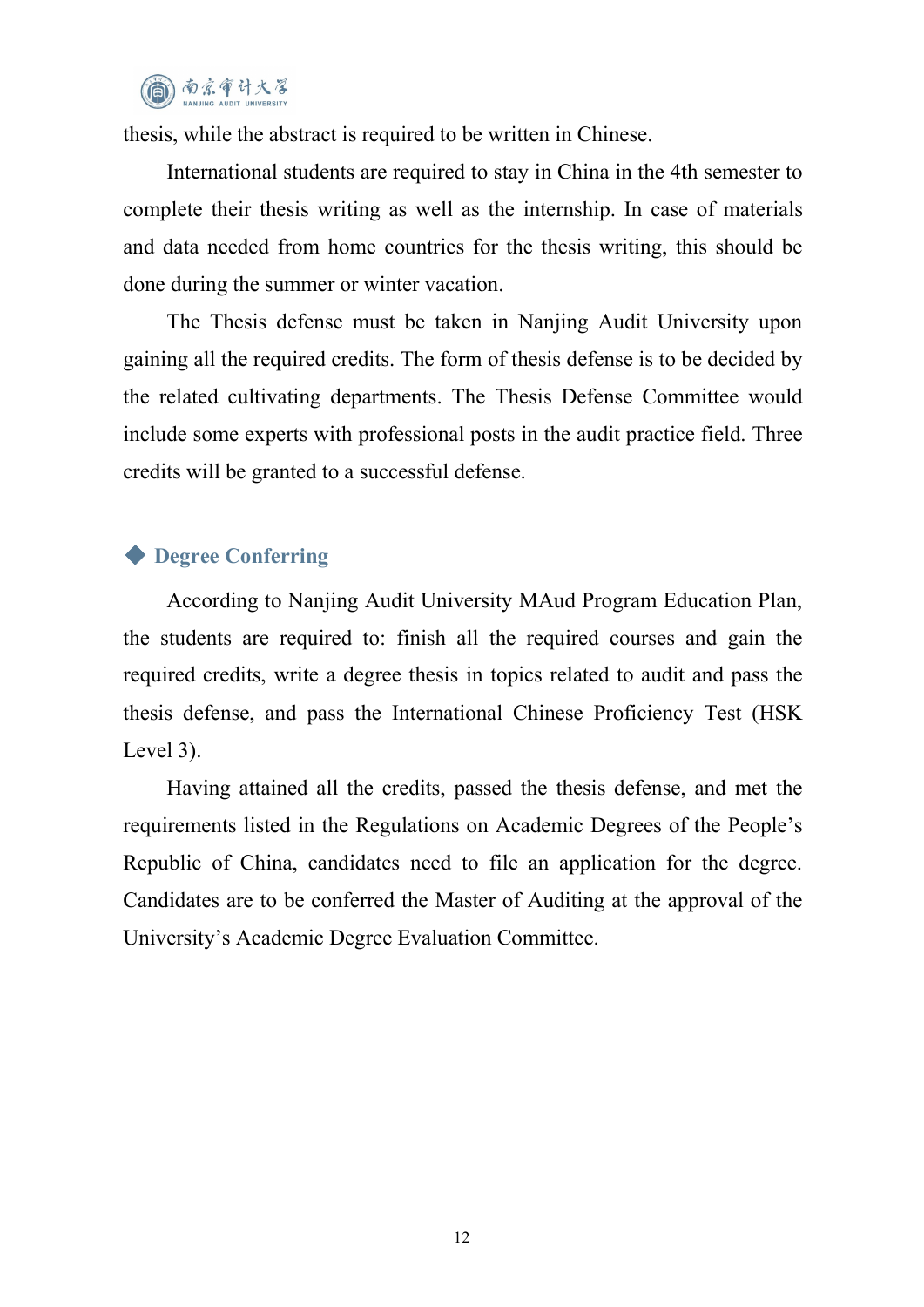thesis, while the abstract is required to be written in Chinese.

International students are required to stay in China in the 4th semester to complete their thesis writing as well as the internship. In case of materials and data needed from home countries for the thesis writing, this should be done during the summer or winter vacation.

The Thesis defense must be taken in Nanjing Audit University upon gaining all the required credits. The form of thesis defense is to be decided by the related cultivating departments. The Thesis Defense Committee would include some experts with professional posts in the audit practice field. Three credits will be granted to a successful defense.

## ◆ Degree Conferring

According to Nanjing Audit University MAud Program Education Plan, the students are required to: finish all the required courses and gain the required credits, write a degree thesis in topics related to audit and pass the thesis defense, and pass the International Chinese Proficiency Test (HSK Level 3).

Having attained all the credits, passed the thesis defense, and met the requirements listed in the Regulations on Academic Degrees of the People's Republic of China, candidates need to file an application for the degree. Candidates are to be conferred the Master of Auditing at the approval of the University's Academic Degree Evaluation Committee.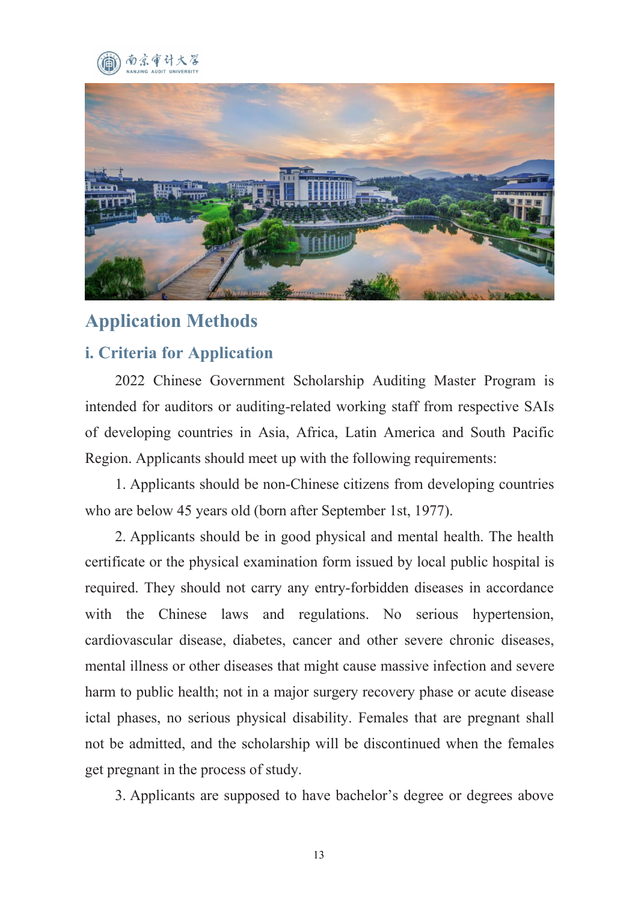## Application Methods

### i. Criteria for Application

2022 Chinese Government Scholarship Auditing Master Program is intended for auditors or auditing-related working staff from respective SAIs of developing countries in Asia, Africa, Latin America and South Pacific Region. Applicants should meet up with the following requirements:

1. Applicants should be non-Chinese citizens from developing countries who are below 45 years old (born after September 1st, 1977).

2. Applicants should be in good physical and mental health. The health certificate or the physical examination form issued by local public hospital is required. They should not carry any entry-forbidden diseases in accordance with the Chinese laws and regulations. No serious hypertension, cardiovascular disease, diabetes, cancer and other severe chronic diseases, mental illness or other diseases that might cause massive infection and severe harm to public health; not in a major surgery recovery phase or acute disease ictal phases, no serious physical disability. Females that are pregnant shall not be admitted, and the scholarship will be discontinued when the females get pregnant in the process of study.

3. Applicants are supposed to have bachelor's degree or degrees above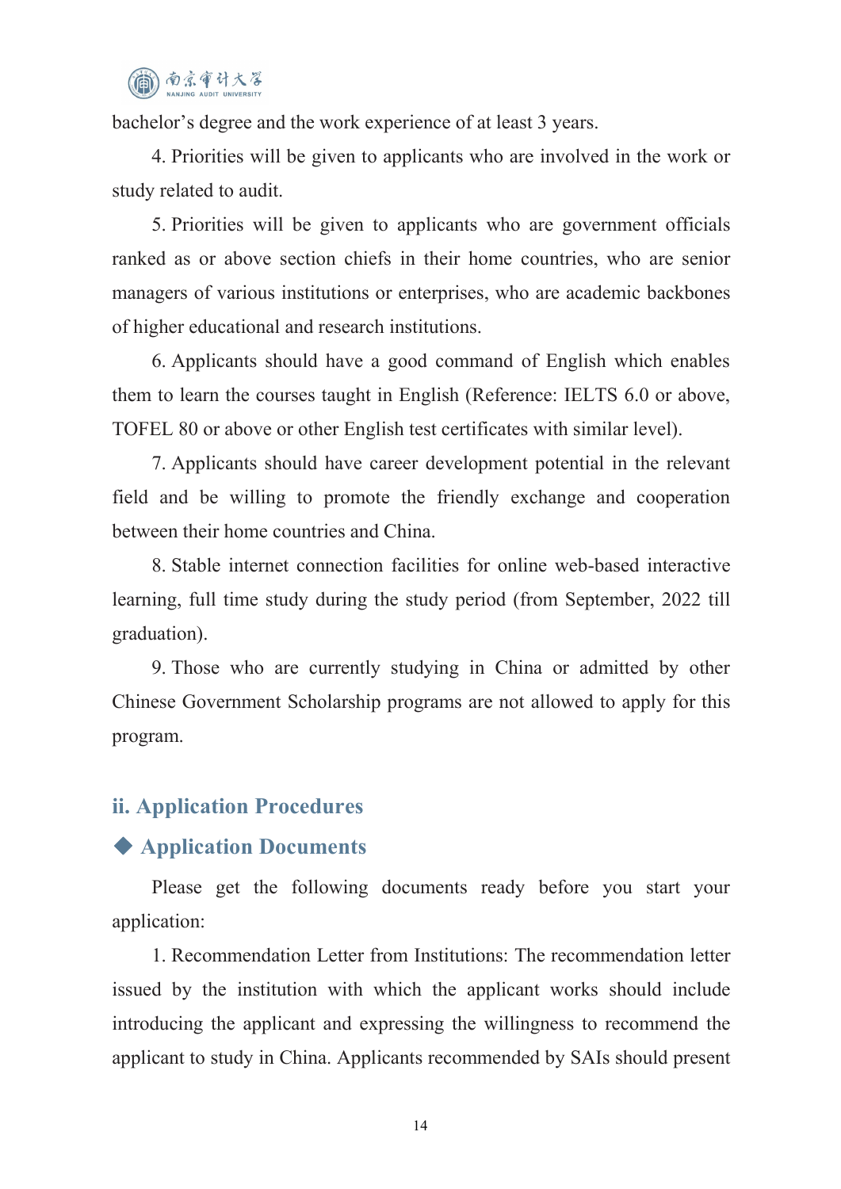bachelor's degree and the work experience of at least 3 years.

4. Priorities will be given to applicants who are involved in the work or study related to audit.

5. Priorities will be given to applicants who are government officials ranked as or above section chiefs in their home countries, who are senior managers of various institutions or enterprises, who are academic backbones of higher educational and research institutions.

6. Applicants should have a good command of English which enables them to learn the courses taught in English (Reference: IELTS 6.0 or above, TOFEL 80 or above or other English test certificates with similar level).

7. Applicants should have career development potential in the relevant field and be willing to promote the friendly exchange and cooperation between their home countries and China.

8. Stable internet connection facilities for online web-based interactive learning, full time study during the study period (from September, 2022 till graduation).

9. Those who are currently studying in China or admitted by other Chinese Government Scholarship programs are not allowed to apply for this program.

## ii. Application Procedures

### ◆ Application Documents

Please get the following documents ready before you start your application:

1. Recommendation Letter from Institutions: The recommendation letter issued by the institution with which the applicant works should include introducing the applicant and expressing the willingness to recommend the applicant to study in China. Applicants recommended by SAIs should present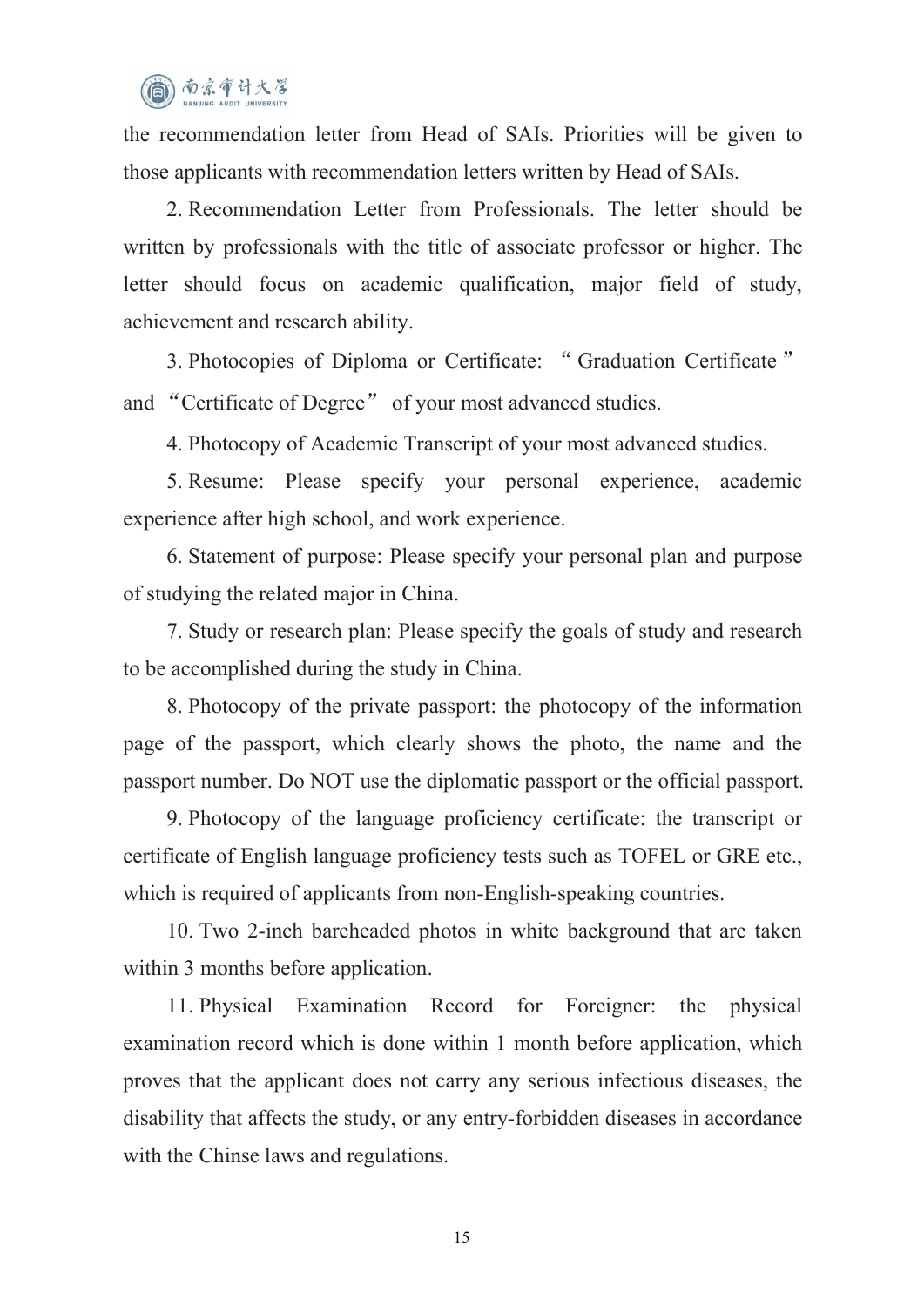the recommendation letter from Head of SAIs. Priorities will be given to those applicants with recommendation letters written by Head of SAIs.

2. Recommendation Letter from Professionals. The letter should be written by professionals with the title of associate professor or higher. The letter should focus on academic qualification, major field of study, achievement and research ability.

3. Photocopies of Diploma or Certificate: “Graduation Certificate” and “Certificate of Degree” of your most advanced studies.

4. Photocopy of Academic Transcript of your most advanced studies.

5. Resume: Please specify your personal experience, academic experience after high school, and work experience.

6. Statement of purpose: Please specify your personal plan and purpose of studying the related major in China.

7. Study or research plan: Please specify the goals of study and research to be accomplished during the study in China.

8. Photocopy of the private passport: the photocopy of the information page of the passport, which clearly shows the photo, the name and the passport number. Do NOT use the diplomatic passport or the official passport.

9. Photocopy of the language proficiency certificate: the transcript or certificate of English language proficiency tests such as TOFEL or GRE etc., which is required of applicants from non-English-speaking countries.

10. Two 2-inch bareheaded photos in white background that are taken within 3 months before application.

11. Physical Examination Record for Foreigner: the physical examination record which is done within 1 month before application, which proves that the applicant does not carry any serious infectious diseases, the disability that affects the study, or any entry-forbidden diseases in accordance with the Chinse laws and regulations.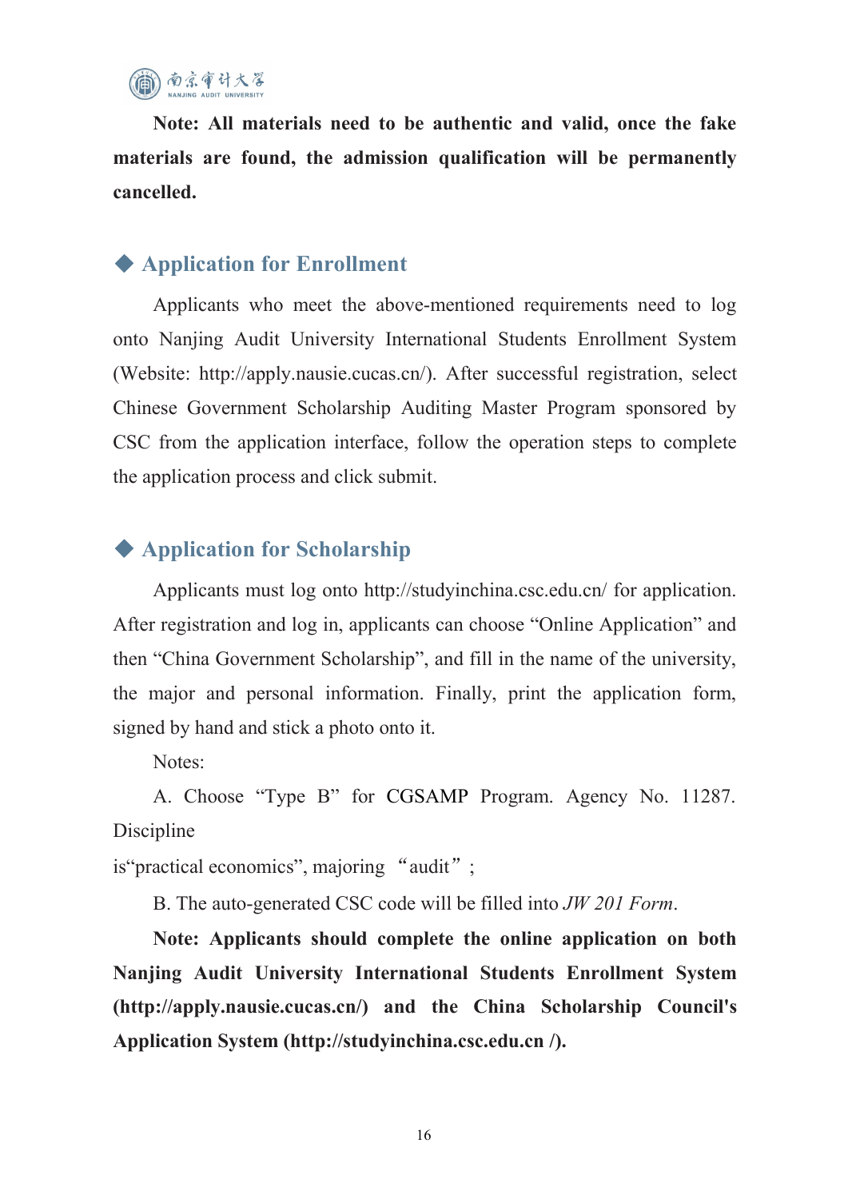**Note: All materials need to be authentic and valid, once the fake materials are found, the admission qualification will be permanently cancelled.**

## ◆ Application for Enrollment

Applicants who meet the above-mentioned requirements need to log onto Nanjing Audit University International Students Enrollment System (Website: http://apply.nausie.cucas.cn/). After successful registration, select Chinese Government Scholarship Auditing Master Program sponsored by CSC from the application interface, follow the operation steps to complete the application process and click submit.

## ◆ Application for Scholarship

Applicants must log onto http://studyinchina.csc.edu.cn/ for application. After registration and log in, applicants can choose “Online Application” and then “China Government Scholarship”, and fill in the name of the university, the major and personal information. Finally, print the application form, signed by hand and stick a photo onto it.

Notes:

A. Choose “Type B” for CGSAMP Program. Agency No. 11287. Discipline is“practical economics”, majoring “audit”；

B. The auto-generated CSC code will be filled into *JW 201 Form*.

**Note: Applicants should complete the online application on both Nanjing Audit University International Students Enrollment System (http://apply.nausie.cucas.cn/) and the China Scholarship Council's Application System (http://studyinchina.csc.edu.cn /).**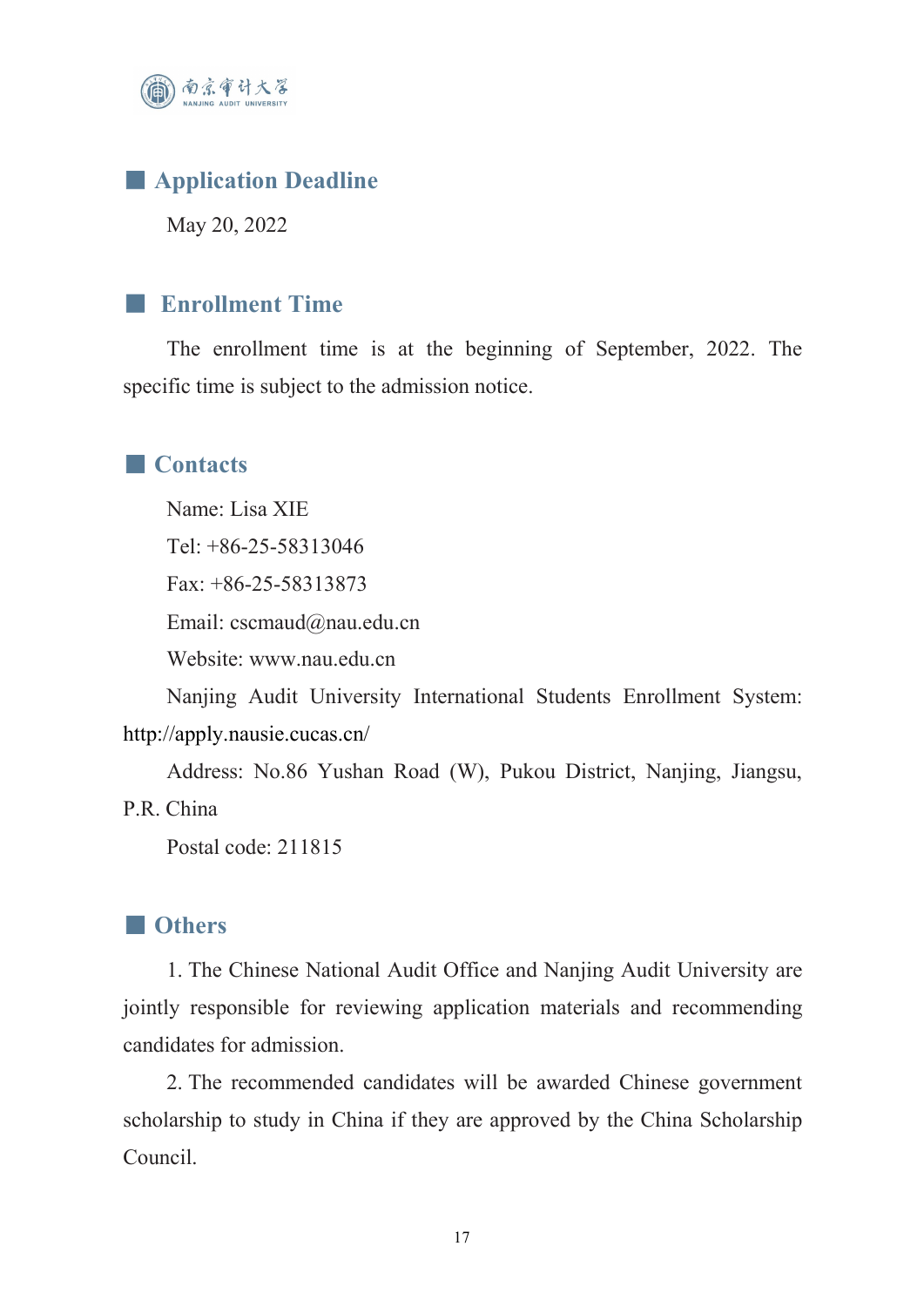## Application Deadline

May 20, 2022

## Enrollment Time

The enrollment time is at the beginning of September, 2022. The specific time is subject to the admission notice.

## Contacts

Name: Lisa XIE

Tel: +86-25-58313046

Fax: +86-25-58313873

Email: cscmaud@nau.edu.cn

Website: www.nau.edu.cn

Nanjing Audit University International Students Enrollment System: http://apply.nausie.cucas.cn/

Address: No.86 Yushan Road (W), Pukou District, Nanjing, Jiangsu, P.R. China

Postal code: 211815

## Others

1. The Chinese National Audit Office and Nanjing Audit University are jointly responsible for reviewing application materials and recommending candidates for admission.

2. The recommended candidates will be awarded Chinese government scholarship to study in China if they are approved by the China Scholarship Council.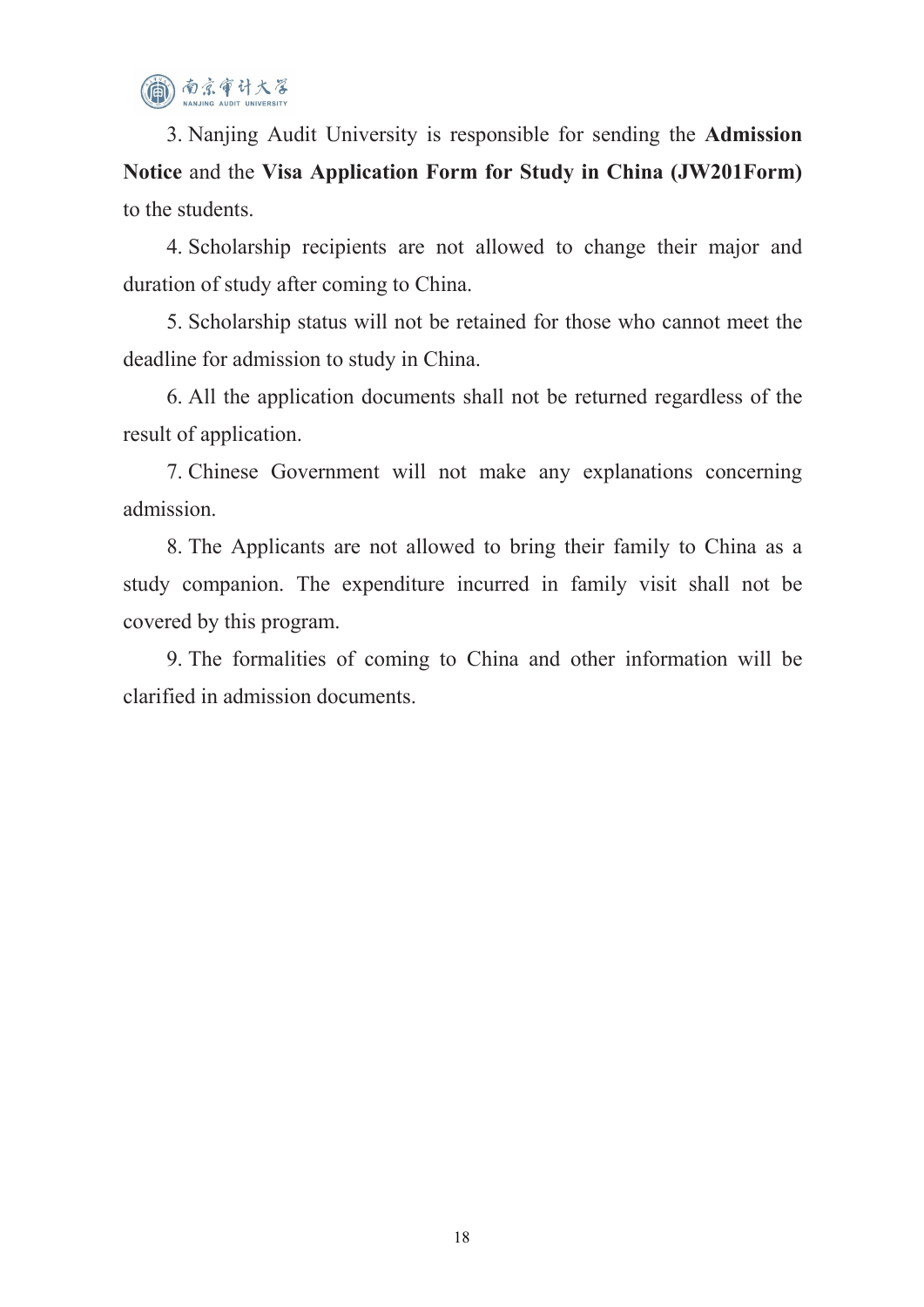3. Nanjing Audit University is responsible for sending the **Admission Notice** and the **Visa Application Form for Study in China (JW201Form)** to the students.

4. Scholarship recipients are not allowed to change their major and duration of study after coming to China.

5. Scholarship status will not be retained for those who cannot meet the deadline for admission to study in China.

6. All the application documents shall not be returned regardless of the result of application.

7. Chinese Government will not make any explanations concerning admission.

8. The Applicants are not allowed to bring their family to China as a study companion. The expenditure incurred in family visit shall not be covered by this program.

9. The formalities of coming to China and other information will be clarified in admission documents.